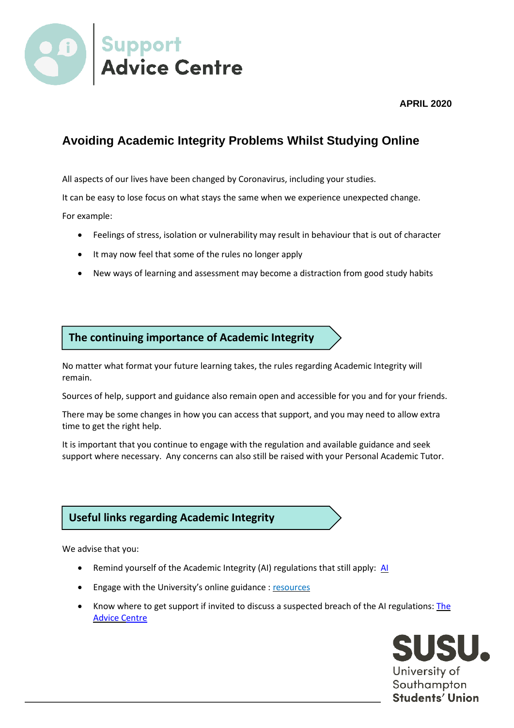Support
Advice Centre

**APRIL 2020**

# Avoiding Academic Integrity Problems Whilst Studying Online

All aspects of our lives have been changed by Coronavirus, including your studies.

It can be easy to lose focus on what stays the same when we experience unexpected change.

For example:

- Feelings of stress, isolation or vulnerability may result in behaviour that is out of character
- It may now feel that some of the rules no longer apply
- New ways of learning and assessment may become a distraction from good study habits

## The continuing importance of Academic Integrity

No matter what format your future learning takes, the rules regarding Academic Integrity will remain.

Sources of help, support and guidance also remain open and accessible for you and for your friends.

There may be some changes in how you can access that support, and you may need to allow extra time to get the right help.

It is important that you continue to engage with the regulation and available guidance and seek support where necessary. Any concerns can also still be raised with your Personal Academic Tutor.

## Useful links regarding Academic Integrity

We advise that you:

- Remind yourself of the Academic Integrity (AI) regulations that still apply: AI
- Engage with the University's online guidance : resources
- Know where to get support if invited to discuss a suspected breach of the AI regulations: The Advice Centre

SUSU.
University of Southampton Students' Union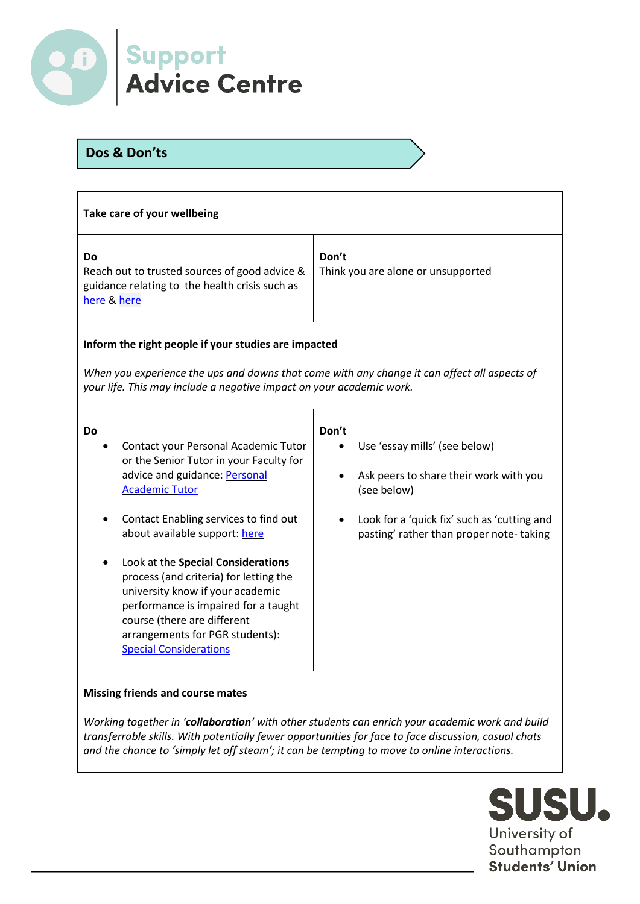# Support Advice Centre

## Dos & Don'ts

**Take care of your wellbeing**

| Do | Don't |
|---|---|
| Reach out to trusted sources of good advice & guidance relating to the health crisis such as here & here | Think you are alone or unsupported |

**Inform the right people if your studies are impacted**

*When you experience the ups and downs that come with any change it can affect all aspects of your life. This may include a negative impact on your academic work.*

| Do | Don't |
|---|---|
| • Contact your Personal Academic Tutor or the Senior Tutor in your Faculty for advice and guidance: Personal Academic Tutor<br>• Contact Enabling services to find out about available support: here<br>• Look at the **Special Considerations** process (and criteria) for letting the university know if your academic performance is impaired for a taught course (there are different arrangements for PGR students): Special Considerations | • Use 'essay mills' (see below)<br>• Ask peers to share their work with you (see below)<br>• Look for a 'quick fix' such as 'cutting and pasting' rather than proper note- taking |

**Missing friends and course mates**

*Working together in '**collaboration**' with other students can enrich your academic work and build transferrable skills. With potentially fewer opportunities for face to face discussion, casual chats and the chance to 'simply let off steam'; it can be tempting to move to online interactions.*

SUSU. University of Southampton Students' Union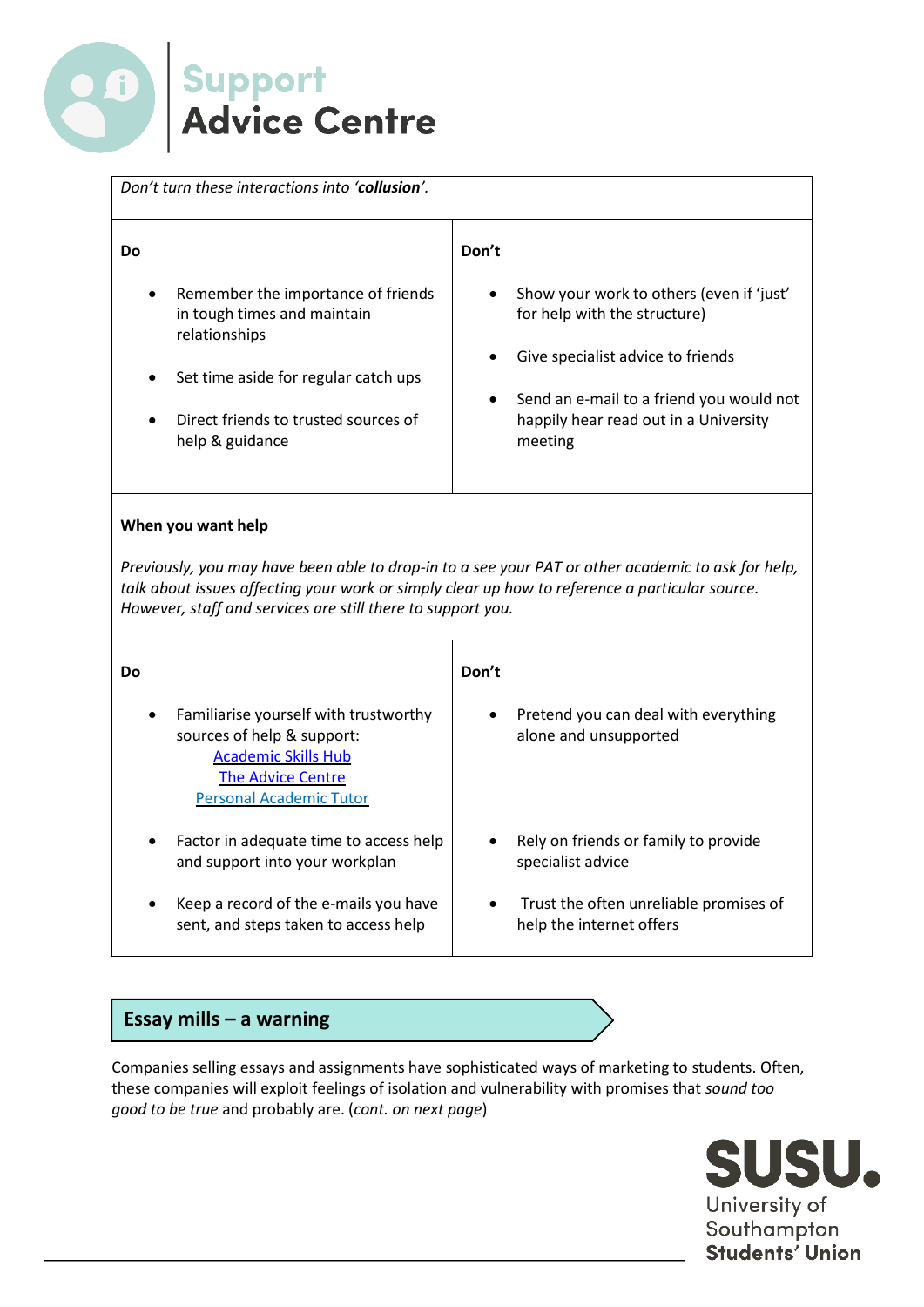| Don't turn these interactions into '**collusion**'. | |
|---|---|
| **Do**<br><br>• Remember the importance of friends in tough times and maintain relationships<br><br>• Set time aside for regular catch ups<br><br>• Direct friends to trusted sources of help & guidance | **Don't**<br><br>• Show your work to others (even if 'just' for help with the structure)<br><br>• Give specialist advice to friends<br><br>• Send an e-mail to a friend you would not happily hear read out in a University meeting |

| **When you want help**<br><br>*Previously, you may have been able to drop-in to a see your PAT or other academic to ask for help, talk about issues affecting your work or simply clear up how to reference a particular source. However, staff and services are still there to support you.* | |
|---|---|
| **Do**<br><br>• Familiarise yourself with trustworthy sources of help & support:<br>Academic Skills Hub<br>The Advice Centre<br>Personal Academic Tutor<br><br>• Factor in adequate time to access help and support into your workplan<br><br>• Keep a record of the e-mails you have sent, and steps taken to access help | **Don't**<br><br>• Pretend you can deal with everything alone and unsupported<br><br>• Rely on friends or family to provide specialist advice<br><br>• Trust the often unreliable promises of help the internet offers |

## Essay mills – a warning

Companies selling essays and assignments have sophisticated ways of marketing to students. Often, these companies will exploit feelings of isolation and vulnerability with promises that *sound too good to be true* and probably are. (*cont. on next page*)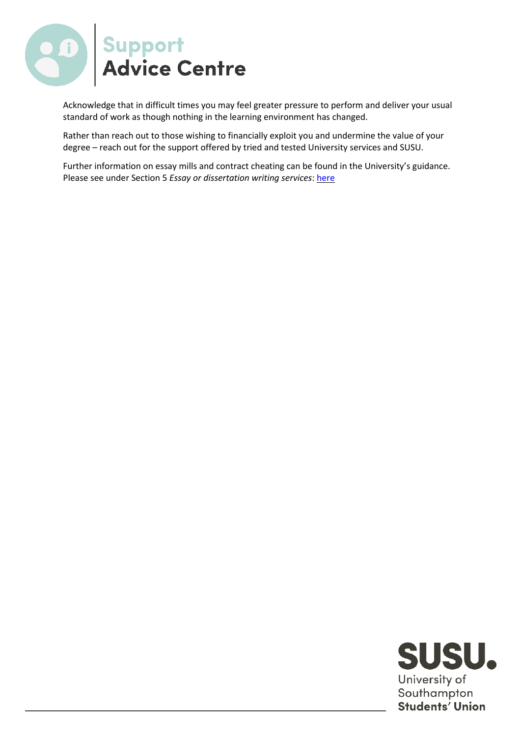Acknowledge that in difficult times you may feel greater pressure to perform and deliver your usual standard of work as though nothing in the learning environment has changed.

Rather than reach out to those wishing to financially exploit you and undermine the value of your degree – reach out for the support offered by tried and tested University services and SUSU.

Further information on essay mills and contract cheating can be found in the University's guidance. Please see under Section 5 *Essay or dissertation writing services*: here